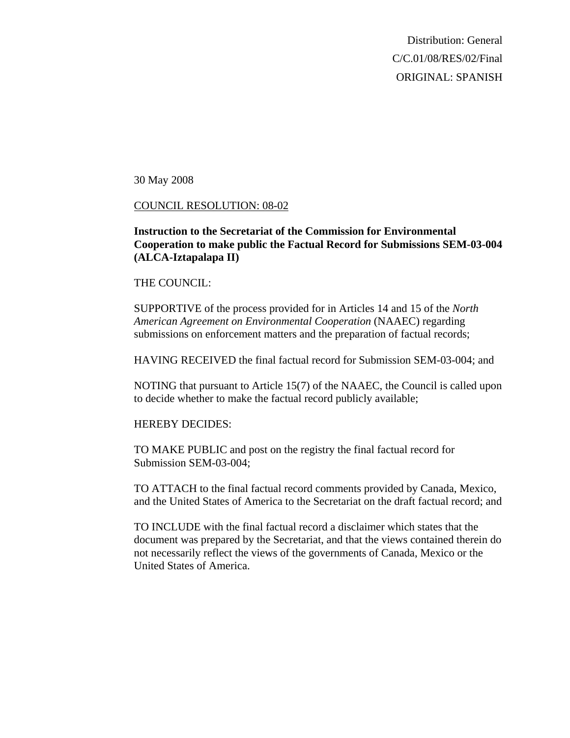Distribution: General
C/C.01/08/RES/02/Final
ORIGINAL: SPANISH

30 May 2008

COUNCIL RESOLUTION: 08-02

**Instruction to the Secretariat of the Commission for Environmental Cooperation to make public the Factual Record for Submissions SEM-03-004 (ALCA-Iztapalapa II)**

THE COUNCIL:

SUPPORTIVE of the process provided for in Articles 14 and 15 of the *North American Agreement on Environmental Cooperation* (NAAEC) regarding submissions on enforcement matters and the preparation of factual records;

HAVING RECEIVED the final factual record for Submission SEM-03-004; and

NOTING that pursuant to Article 15(7) of the NAAEC, the Council is called upon to decide whether to make the factual record publicly available;

HEREBY DECIDES:

TO MAKE PUBLIC and post on the registry the final factual record for Submission SEM-03-004;

TO ATTACH to the final factual record comments provided by Canada, Mexico, and the United States of America to the Secretariat on the draft factual record; and

TO INCLUDE with the final factual record a disclaimer which states that the document was prepared by the Secretariat, and that the views contained therein do not necessarily reflect the views of the governments of Canada, Mexico or the United States of America.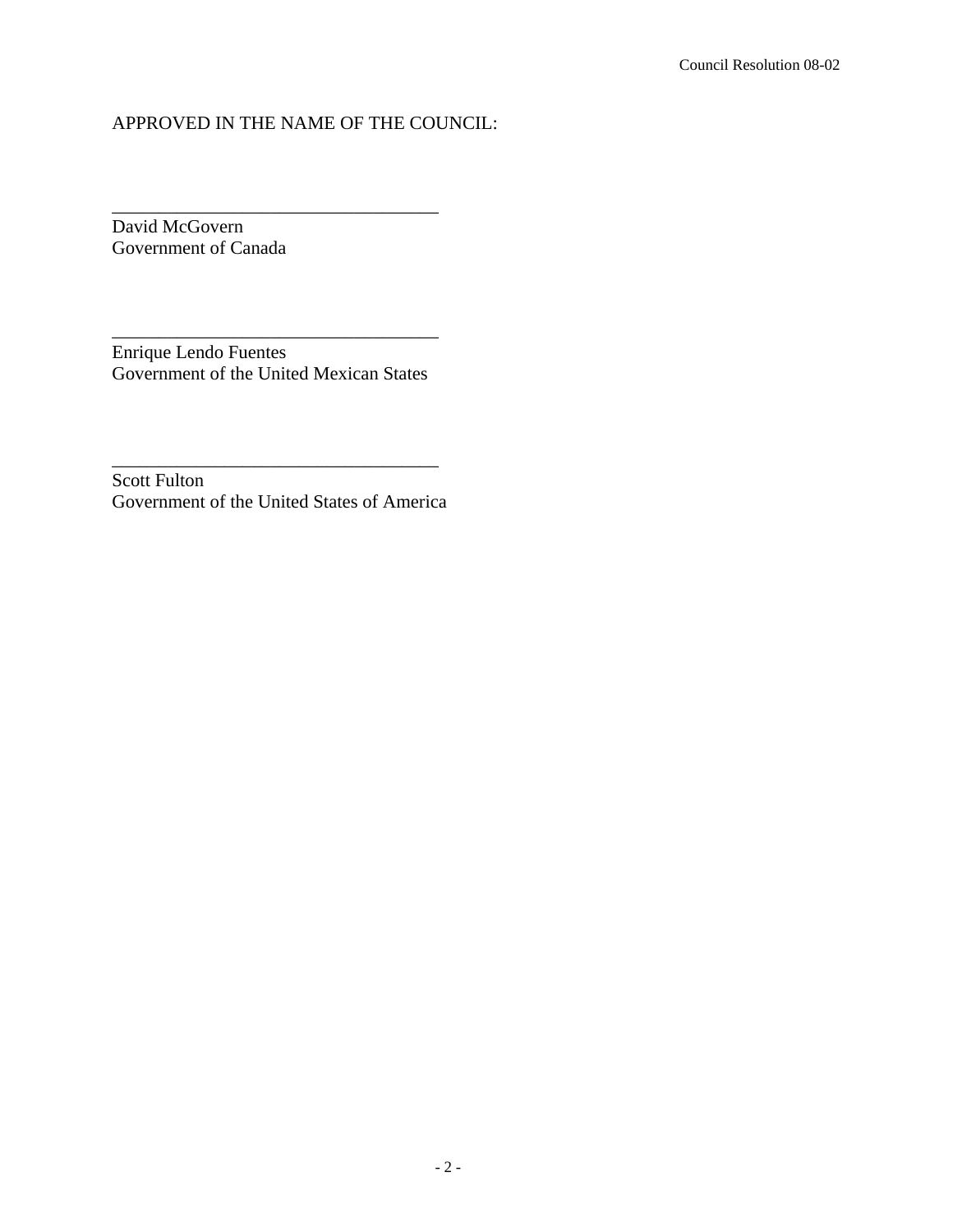APPROVED IN THE NAME OF THE COUNCIL:

\_\_\_\_\_\_\_\_\_\_\_\_\_\_\_\_\_\_\_\_\_\_\_\_\_\_\_\_\_\_\_\_\_\_\_\_
David McGovern
Government of Canada

\_\_\_\_\_\_\_\_\_\_\_\_\_\_\_\_\_\_\_\_\_\_\_\_\_\_\_\_\_\_\_\_\_\_\_\_
Enrique Lendo Fuentes
Government of the United Mexican States

\_\_\_\_\_\_\_\_\_\_\_\_\_\_\_\_\_\_\_\_\_\_\_\_\_\_\_\_\_\_\_\_\_\_\_\_
Scott Fulton
Government of the United States of America